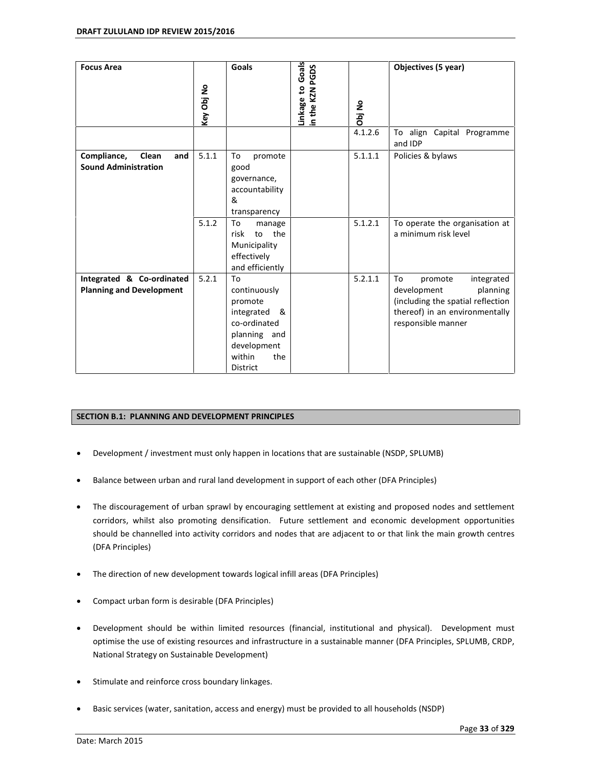| Focus Area | Key Obj No | Goals | Linkage to Goals in the KZN PGDS | Obj No | Objectives (5 year) |
|---|---|---|---|---|---|
| | | | | 4.1.2.6 | To align Capital Programme and IDP |
| **Compliance, Clean and Sound Administration** | 5.1.1 | To promote good governance, accountability & transparency | | 5.1.1.1 | Policies & bylaws |
| | 5.1.2 | To manage risk to the Municipality effectively and efficiently | | 5.1.2.1 | To operate the organisation at a minimum risk level |
| **Integrated & Co-ordinated Planning and Development** | 5.2.1 | To continuously promote integrated & co-ordinated planning and development within the District | | 5.2.1.1 | To promote integrated development planning (including the spatial reflection thereof) in an environmentally responsible manner |

## SECTION B.1: PLANNING AND DEVELOPMENT PRINCIPLES

- Development / investment must only happen in locations that are sustainable (NSDP, SPLUMB)
- Balance between urban and rural land development in support of each other (DFA Principles)
- The discouragement of urban sprawl by encouraging settlement at existing and proposed nodes and settlement corridors, whilst also promoting densification. Future settlement and economic development opportunities should be channelled into activity corridors and nodes that are adjacent to or that link the main growth centres (DFA Principles)
- The direction of new development towards logical infill areas (DFA Principles)
- Compact urban form is desirable (DFA Principles)
- Development should be within limited resources (financial, institutional and physical). Development must optimise the use of existing resources and infrastructure in a sustainable manner (DFA Principles, SPLUMB, CRDP, National Strategy on Sustainable Development)
- Stimulate and reinforce cross boundary linkages.
- Basic services (water, sanitation, access and energy) must be provided to all households (NSDP)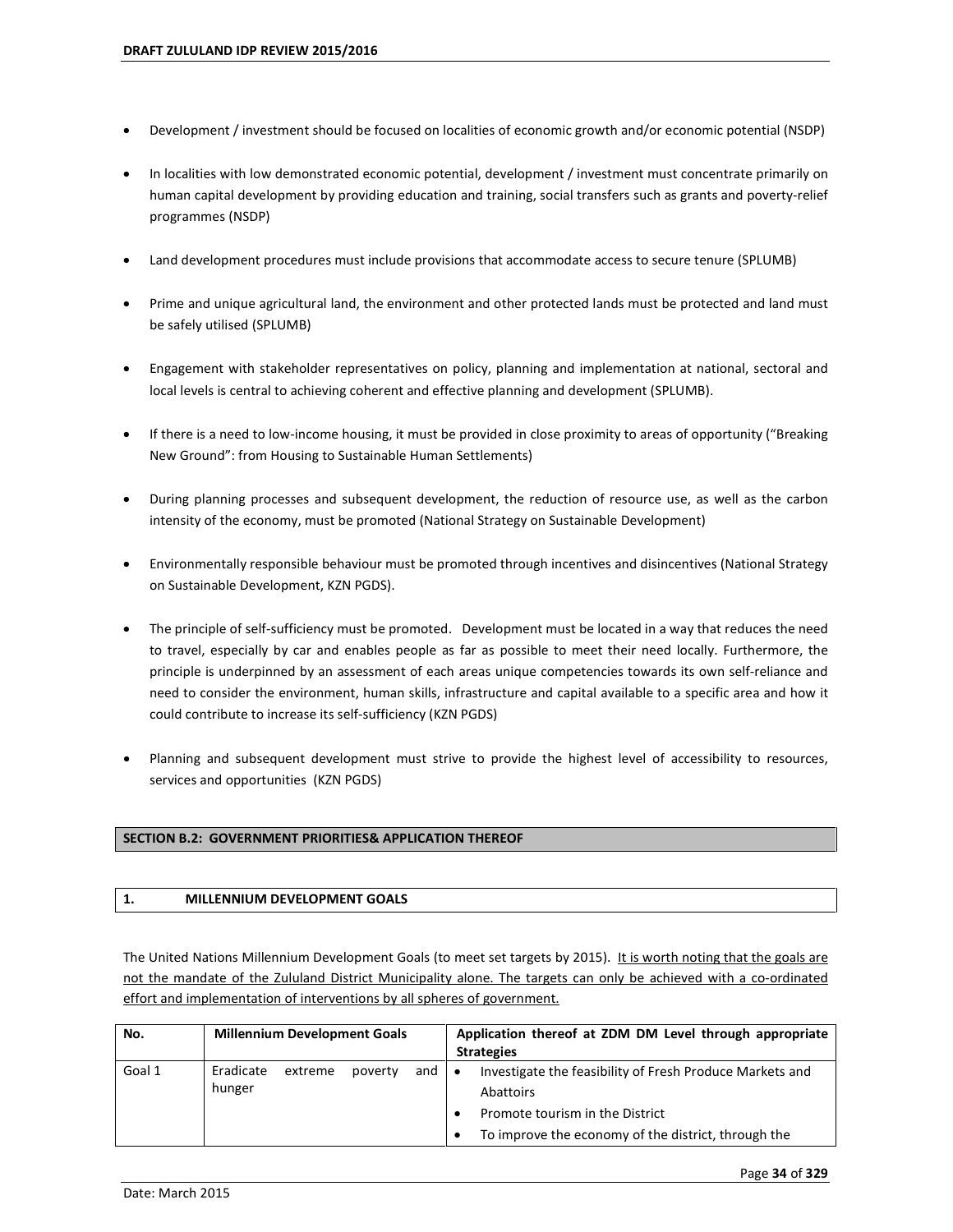- Development / investment should be focused on localities of economic growth and/or economic potential (NSDP)
- In localities with low demonstrated economic potential, development / investment must concentrate primarily on human capital development by providing education and training, social transfers such as grants and poverty-relief programmes (NSDP)
- Land development procedures must include provisions that accommodate access to secure tenure (SPLUMB)
- Prime and unique agricultural land, the environment and other protected lands must be protected and land must be safely utilised (SPLUMB)
- Engagement with stakeholder representatives on policy, planning and implementation at national, sectoral and local levels is central to achieving coherent and effective planning and development (SPLUMB).
- If there is a need to low-income housing, it must be provided in close proximity to areas of opportunity ("Breaking New Ground": from Housing to Sustainable Human Settlements)
- During planning processes and subsequent development, the reduction of resource use, as well as the carbon intensity of the economy, must be promoted (National Strategy on Sustainable Development)
- Environmentally responsible behaviour must be promoted through incentives and disincentives (National Strategy on Sustainable Development, KZN PGDS).
- The principle of self-sufficiency must be promoted. Development must be located in a way that reduces the need to travel, especially by car and enables people as far as possible to meet their need locally. Furthermore, the principle is underpinned by an assessment of each areas unique competencies towards its own self-reliance and need to consider the environment, human skills, infrastructure and capital available to a specific area and how it could contribute to increase its self-sufficiency (KZN PGDS)
- Planning and subsequent development must strive to provide the highest level of accessibility to resources, services and opportunities (KZN PGDS)

## SECTION B.2: GOVERNMENT PRIORITIES& APPLICATION THEREOF

### 1. MILLENNIUM DEVELOPMENT GOALS

The United Nations Millennium Development Goals (to meet set targets by 2015). It is worth noting that the goals are not the mandate of the Zululand District Municipality alone. The targets can only be achieved with a co-ordinated effort and implementation of interventions by all spheres of government.

| No. | Millennium Development Goals | Application thereof at ZDM DM Level through appropriate Strategies |
|---|---|---|
| Goal 1 | Eradicate extreme poverty and hunger | • Investigate the feasibility of Fresh Produce Markets and Abattoirs<br>• Promote tourism in the District<br>• To improve the economy of the district, through the |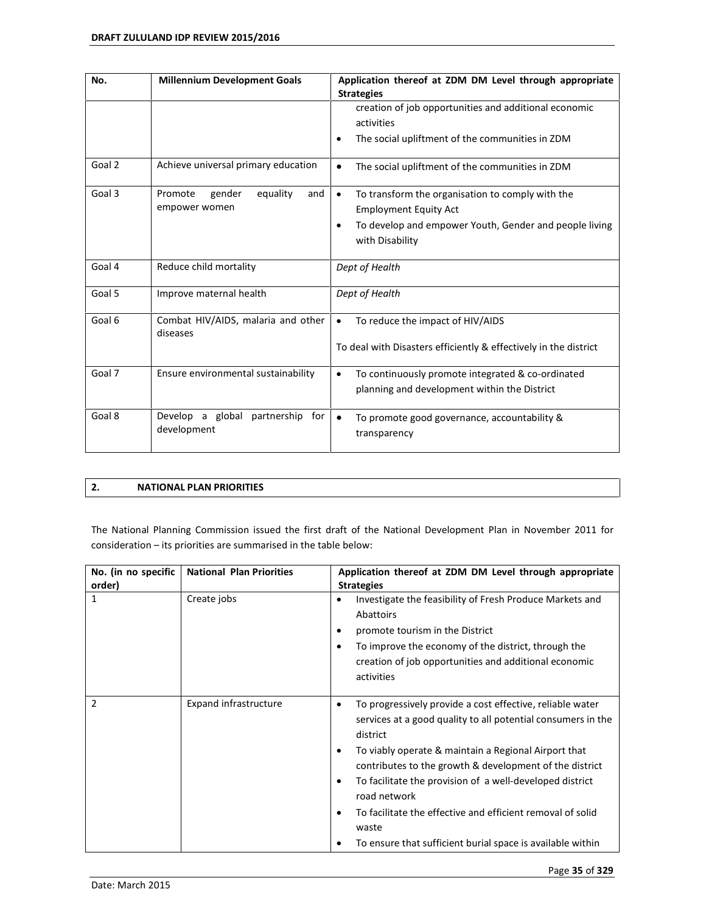| No. | Millennium Development Goals | Application thereof at ZDM DM Level through appropriate Strategies |
|---|---|---|
| | | creation of job opportunities and additional economic activities<br>• The social upliftment of the communities in ZDM |
| Goal 2 | Achieve universal primary education | • The social upliftment of the communities in ZDM |
| Goal 3 | Promote gender equality and empower women | • To transform the organisation to comply with the Employment Equity Act<br>• To develop and empower Youth, Gender and people living with Disability |
| Goal 4 | Reduce child mortality | *Dept of Health* |
| Goal 5 | Improve maternal health | *Dept of Health* |
| Goal 6 | Combat HIV/AIDS, malaria and other diseases | • To reduce the impact of HIV/AIDS<br><br>To deal with Disasters efficiently & effectively in the district |
| Goal 7 | Ensure environmental sustainability | • To continuously promote integrated & co-ordinated planning and development within the District |
| Goal 8 | Develop a global partnership for development | • To promote good governance, accountability & transparency |

## 2. NATIONAL PLAN PRIORITIES

The National Planning Commission issued the first draft of the National Development Plan in November 2011 for consideration – its priorities are summarised in the table below:

| No. (in no specific order) | National Plan Priorities | Application thereof at ZDM DM Level through appropriate Strategies |
|---|---|---|
| 1 | Create jobs | • Investigate the feasibility of Fresh Produce Markets and Abattoirs<br>• promote tourism in the District<br>• To improve the economy of the district, through the creation of job opportunities and additional economic activities |
| 2 | Expand infrastructure | • To progressively provide a cost effective, reliable water services at a good quality to all potential consumers in the district<br>• To viably operate & maintain a Regional Airport that contributes to the growth & development of the district<br>• To facilitate the provision of a well-developed district road network<br>• To facilitate the effective and efficient removal of solid waste<br>• To ensure that sufficient burial space is available within |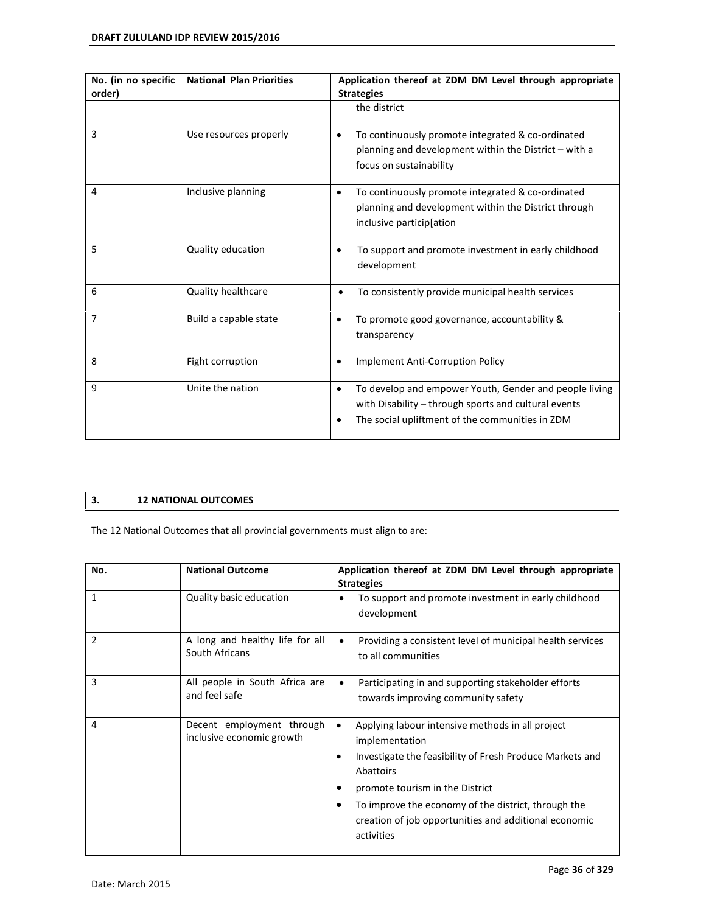| No. (in no specific order) | National Plan Priorities | Application thereof at ZDM DM Level through appropriate Strategies |
|---|---|---|
| | | the district |
| 3 | Use resources properly | • To continuously promote integrated & co-ordinated planning and development within the District – with a focus on sustainability |
| 4 | Inclusive planning | • To continuously promote integrated & co-ordinated planning and development within the District through inclusive particip[ation |
| 5 | Quality education | • To support and promote investment in early childhood development |
| 6 | Quality healthcare | • To consistently provide municipal health services |
| 7 | Build a capable state | • To promote good governance, accountability & transparency |
| 8 | Fight corruption | • Implement Anti-Corruption Policy |
| 9 | Unite the nation | • To develop and empower Youth, Gender and people living with Disability – through sports and cultural events<br>• The social upliftment of the communities in ZDM |

## 3. 12 NATIONAL OUTCOMES

The 12 National Outcomes that all provincial governments must align to are:

| No. | National Outcome | Application thereof at ZDM DM Level through appropriate Strategies |
|---|---|---|
| 1 | Quality basic education | • To support and promote investment in early childhood development |
| 2 | A long and healthy life for all South Africans | • Providing a consistent level of municipal health services to all communities |
| 3 | All people in South Africa are and feel safe | • Participating in and supporting stakeholder efforts towards improving community safety |
| 4 | Decent employment through inclusive economic growth | • Applying labour intensive methods in all project implementation<br>• Investigate the feasibility of Fresh Produce Markets and Abattoirs<br>• promote tourism in the District<br>• To improve the economy of the district, through the creation of job opportunities and additional economic activities |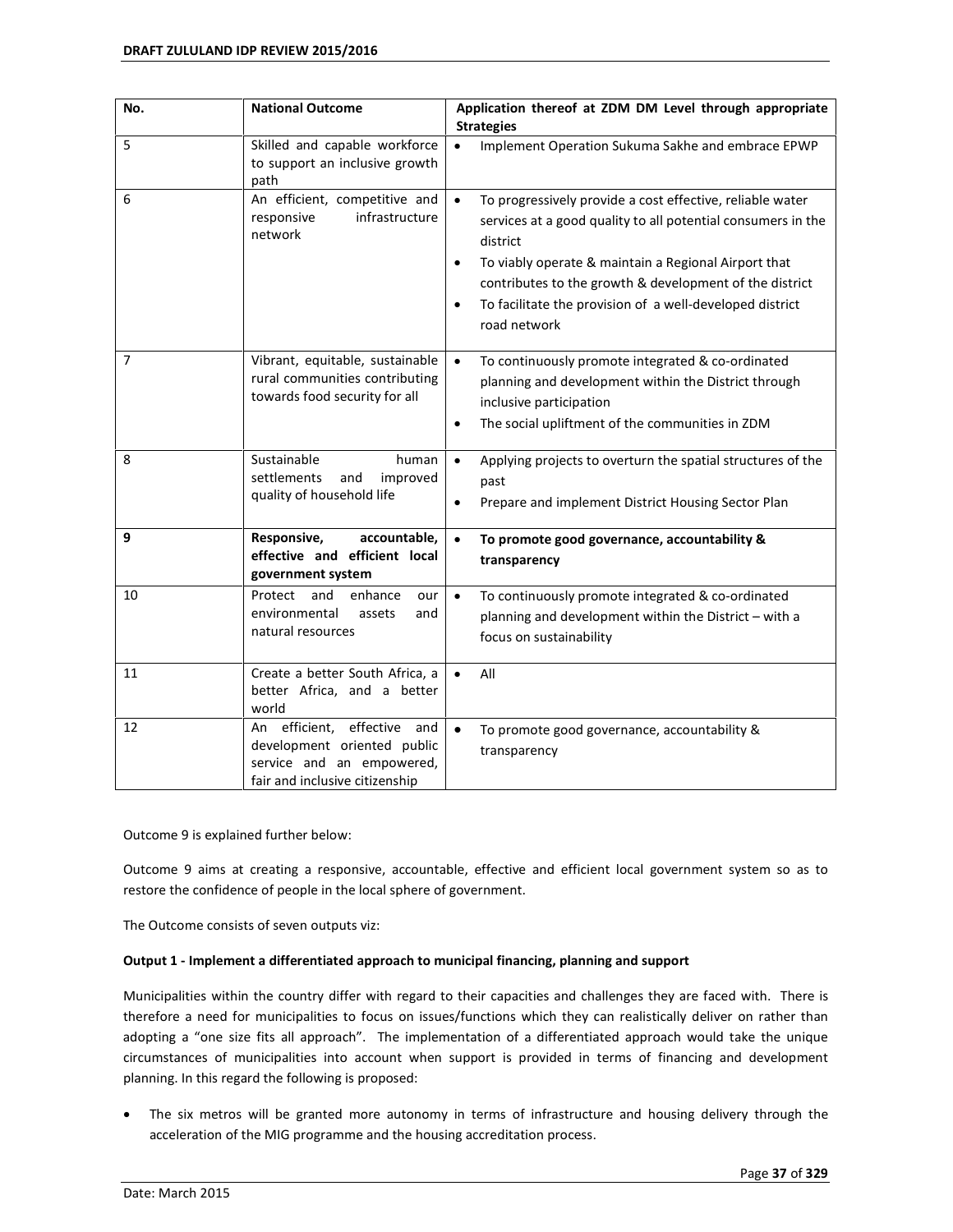| No. | National Outcome | Application thereof at ZDM DM Level through appropriate Strategies |
|---|---|---|
| 5 | Skilled and capable workforce to support an inclusive growth path | • Implement Operation Sukuma Sakhe and embrace EPWP |
| 6 | An efficient, competitive and responsive infrastructure network | • To progressively provide a cost effective, reliable water services at a good quality to all potential consumers in the district<br>• To viably operate & maintain a Regional Airport that contributes to the growth & development of the district<br>• To facilitate the provision of a well-developed district road network |
| 7 | Vibrant, equitable, sustainable rural communities contributing towards food security for all | • To continuously promote integrated & co-ordinated planning and development within the District through inclusive participation<br>• The social upliftment of the communities in ZDM |
| 8 | Sustainable human settlements and improved quality of household life | • Applying projects to overturn the spatial structures of the past<br>• Prepare and implement District Housing Sector Plan |
| **9** | **Responsive, accountable, effective and efficient local government system** | • **To promote good governance, accountability & transparency** |
| 10 | Protect and enhance our environmental assets and natural resources | • To continuously promote integrated & co-ordinated planning and development within the District – with a focus on sustainability |
| 11 | Create a better South Africa, a better Africa, and a better world | • All |
| 12 | An efficient, effective and development oriented public service and an empowered, fair and inclusive citizenship | • To promote good governance, accountability & transparency |

Outcome 9 is explained further below:

Outcome 9 aims at creating a responsive, accountable, effective and efficient local government system so as to restore the confidence of people in the local sphere of government.

The Outcome consists of seven outputs viz:

**Output 1 - Implement a differentiated approach to municipal financing, planning and support**

Municipalities within the country differ with regard to their capacities and challenges they are faced with. There is therefore a need for municipalities to focus on issues/functions which they can realistically deliver on rather than adopting a "one size fits all approach". The implementation of a differentiated approach would take the unique circumstances of municipalities into account when support is provided in terms of financing and development planning. In this regard the following is proposed:

- The six metros will be granted more autonomy in terms of infrastructure and housing delivery through the acceleration of the MIG programme and the housing accreditation process.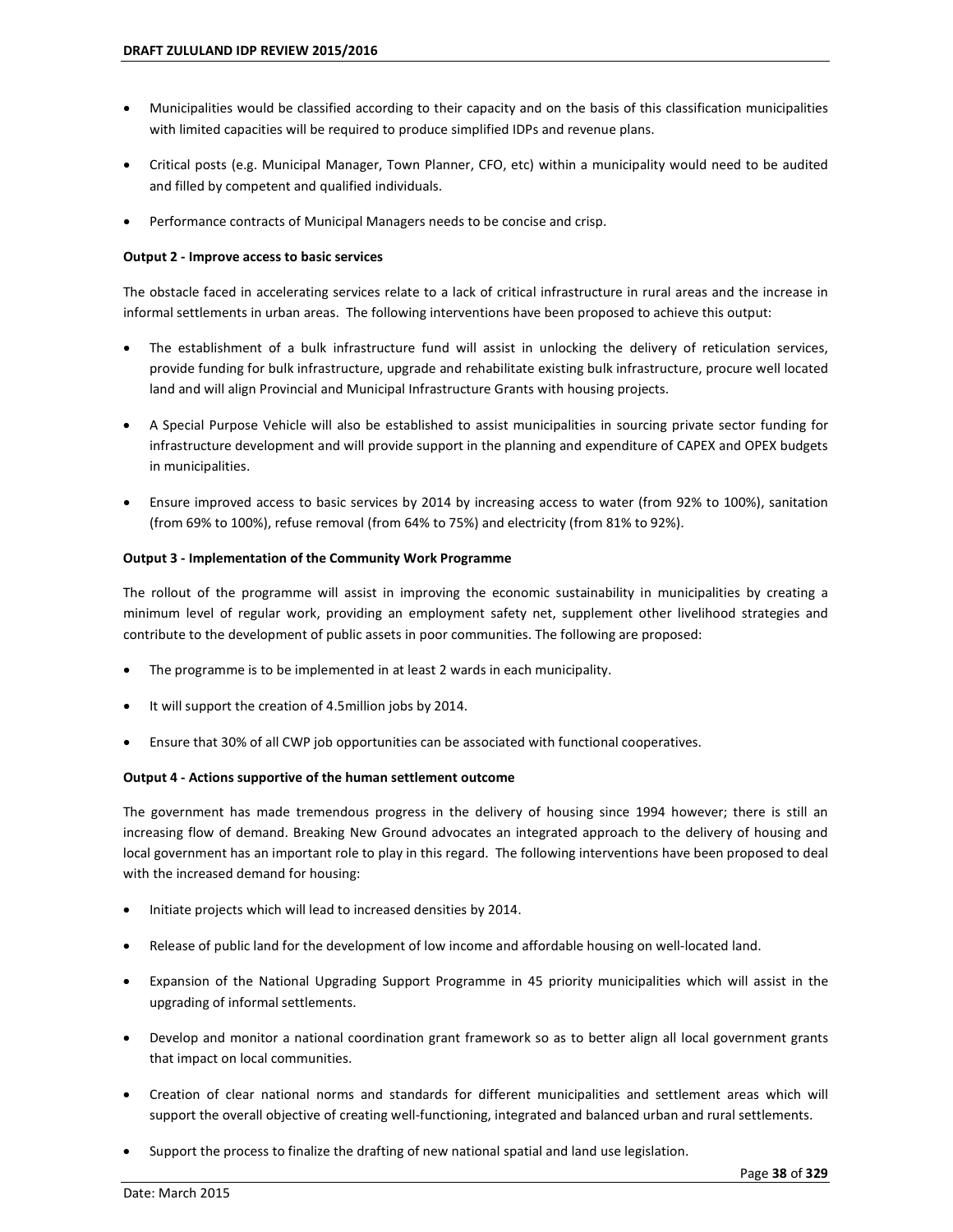- Municipalities would be classified according to their capacity and on the basis of this classification municipalities with limited capacities will be required to produce simplified IDPs and revenue plans.
- Critical posts (e.g. Municipal Manager, Town Planner, CFO, etc) within a municipality would need to be audited and filled by competent and qualified individuals.
- Performance contracts of Municipal Managers needs to be concise and crisp.

**Output 2 - Improve access to basic services**

The obstacle faced in accelerating services relate to a lack of critical infrastructure in rural areas and the increase in informal settlements in urban areas. The following interventions have been proposed to achieve this output:

- The establishment of a bulk infrastructure fund will assist in unlocking the delivery of reticulation services, provide funding for bulk infrastructure, upgrade and rehabilitate existing bulk infrastructure, procure well located land and will align Provincial and Municipal Infrastructure Grants with housing projects.
- A Special Purpose Vehicle will also be established to assist municipalities in sourcing private sector funding for infrastructure development and will provide support in the planning and expenditure of CAPEX and OPEX budgets in municipalities.
- Ensure improved access to basic services by 2014 by increasing access to water (from 92% to 100%), sanitation (from 69% to 100%), refuse removal (from 64% to 75%) and electricity (from 81% to 92%).

**Output 3 - Implementation of the Community Work Programme**

The rollout of the programme will assist in improving the economic sustainability in municipalities by creating a minimum level of regular work, providing an employment safety net, supplement other livelihood strategies and contribute to the development of public assets in poor communities. The following are proposed:

- The programme is to be implemented in at least 2 wards in each municipality.
- It will support the creation of 4.5million jobs by 2014.
- Ensure that 30% of all CWP job opportunities can be associated with functional cooperatives.

**Output 4 - Actions supportive of the human settlement outcome**

The government has made tremendous progress in the delivery of housing since 1994 however; there is still an increasing flow of demand. Breaking New Ground advocates an integrated approach to the delivery of housing and local government has an important role to play in this regard. The following interventions have been proposed to deal with the increased demand for housing:

- Initiate projects which will lead to increased densities by 2014.
- Release of public land for the development of low income and affordable housing on well-located land.
- Expansion of the National Upgrading Support Programme in 45 priority municipalities which will assist in the upgrading of informal settlements.
- Develop and monitor a national coordination grant framework so as to better align all local government grants that impact on local communities.
- Creation of clear national norms and standards for different municipalities and settlement areas which will support the overall objective of creating well-functioning, integrated and balanced urban and rural settlements.
- Support the process to finalize the drafting of new national spatial and land use legislation.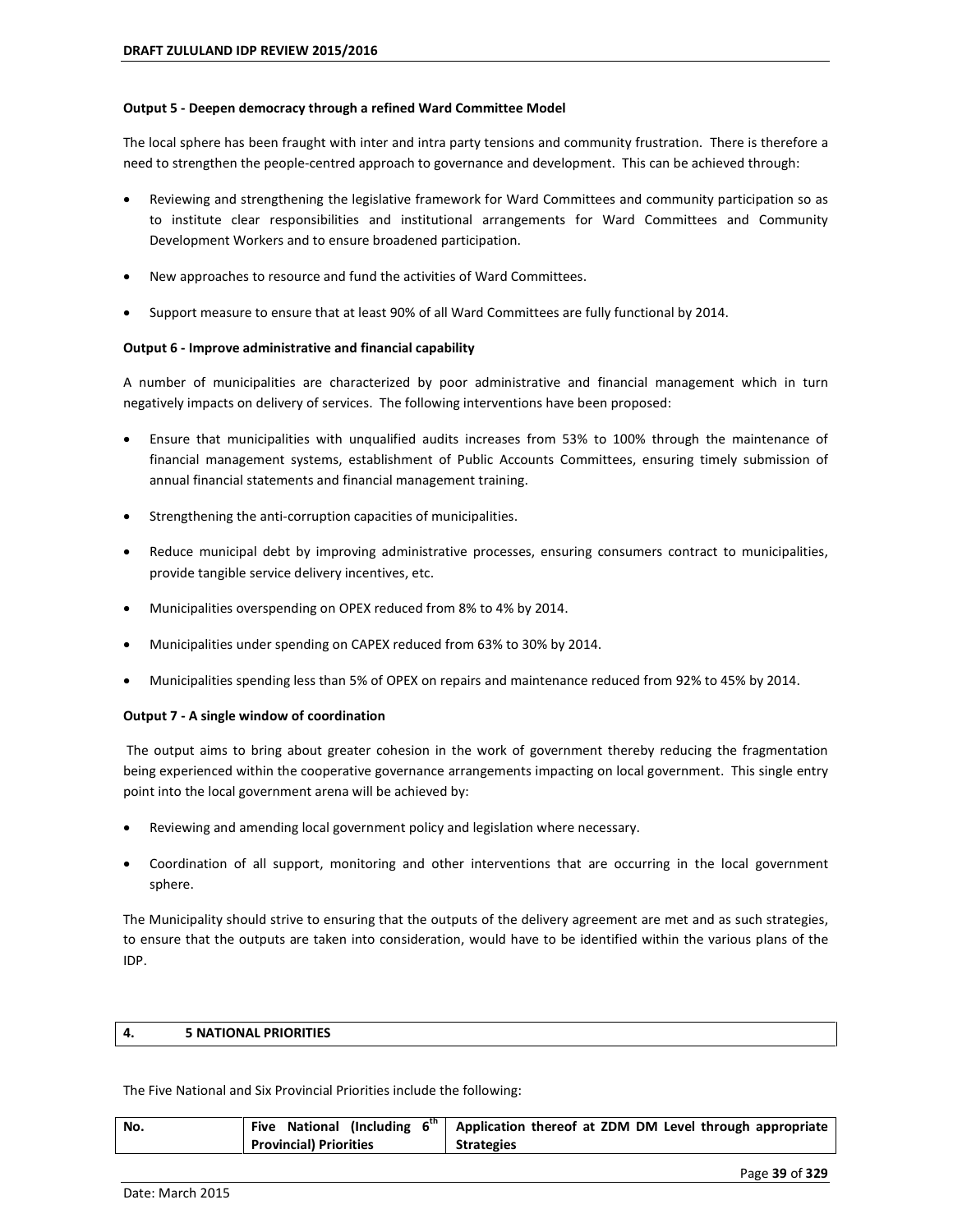**Output 5 - Deepen democracy through a refined Ward Committee Model**

The local sphere has been fraught with inter and intra party tensions and community frustration. There is therefore a need to strengthen the people-centred approach to governance and development. This can be achieved through:

- Reviewing and strengthening the legislative framework for Ward Committees and community participation so as to institute clear responsibilities and institutional arrangements for Ward Committees and Community Development Workers and to ensure broadened participation.
- New approaches to resource and fund the activities of Ward Committees.
- Support measure to ensure that at least 90% of all Ward Committees are fully functional by 2014.

**Output 6 - Improve administrative and financial capability**

A number of municipalities are characterized by poor administrative and financial management which in turn negatively impacts on delivery of services. The following interventions have been proposed:

- Ensure that municipalities with unqualified audits increases from 53% to 100% through the maintenance of financial management systems, establishment of Public Accounts Committees, ensuring timely submission of annual financial statements and financial management training.
- Strengthening the anti-corruption capacities of municipalities.
- Reduce municipal debt by improving administrative processes, ensuring consumers contract to municipalities, provide tangible service delivery incentives, etc.
- Municipalities overspending on OPEX reduced from 8% to 4% by 2014.
- Municipalities under spending on CAPEX reduced from 63% to 30% by 2014.
- Municipalities spending less than 5% of OPEX on repairs and maintenance reduced from 92% to 45% by 2014.

**Output 7 - A single window of coordination**

The output aims to bring about greater cohesion in the work of government thereby reducing the fragmentation being experienced within the cooperative governance arrangements impacting on local government. This single entry point into the local government arena will be achieved by:

- Reviewing and amending local government policy and legislation where necessary.
- Coordination of all support, monitoring and other interventions that are occurring in the local government sphere.

The Municipality should strive to ensuring that the outputs of the delivery agreement are met and as such strategies, to ensure that the outputs are taken into consideration, would have to be identified within the various plans of the IDP.

## 4. 5 NATIONAL PRIORITIES

The Five National and Six Provincial Priorities include the following:

| No. | Five National (Including 6th Provincial) Priorities | Application thereof at ZDM DM Level through appropriate Strategies |
|---|---|---|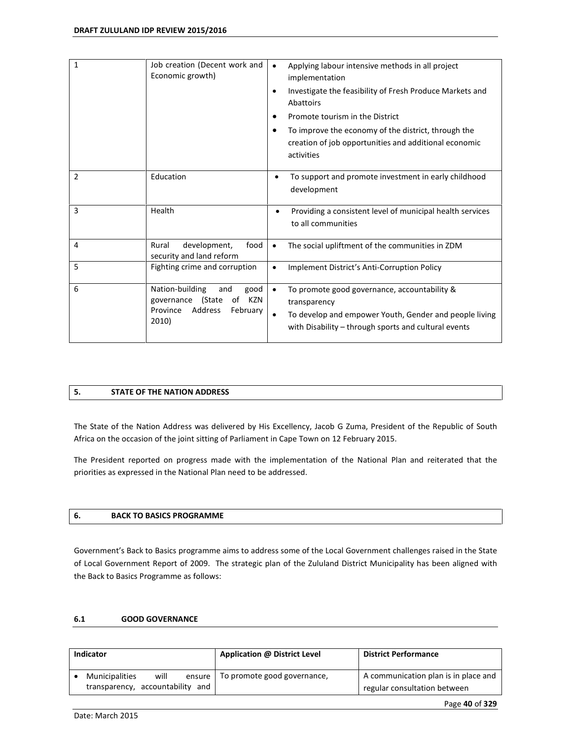| 1 | Job creation (Decent work and Economic growth) | • Applying labour intensive methods in all project implementation<br>• Investigate the feasibility of Fresh Produce Markets and Abattoirs<br>• Promote tourism in the District<br>• To improve the economy of the district, through the creation of job opportunities and additional economic activities |
|---|---|---|
| 2 | Education | • To support and promote investment in early childhood development |
| 3 | Health | • Providing a consistent level of municipal health services to all communities |
| 4 | Rural development, food security and land reform | • The social upliftment of the communities in ZDM |
| 5 | Fighting crime and corruption | • Implement District's Anti-Corruption Policy |
| 6 | Nation-building and good governance (State of KZN Province Address February 2010) | • To promote good governance, accountability & transparency<br>• To develop and empower Youth, Gender and people living with Disability – through sports and cultural events |

## 5. STATE OF THE NATION ADDRESS

The State of the Nation Address was delivered by His Excellency, Jacob G Zuma, President of the Republic of South Africa on the occasion of the joint sitting of Parliament in Cape Town on 12 February 2015.

The President reported on progress made with the implementation of the National Plan and reiterated that the priorities as expressed in the National Plan need to be addressed.

## 6. BACK TO BASICS PROGRAMME

Government's Back to Basics programme aims to address some of the Local Government challenges raised in the State of Local Government Report of 2009. The strategic plan of the Zululand District Municipality has been aligned with the Back to Basics Programme as follows:

### 6.1 GOOD GOVERNANCE

| Indicator | Application @ District Level | District Performance |
|---|---|---|
| • Municipalities will ensure transparency, accountability and | To promote good governance, | A communication plan is in place and regular consultation between |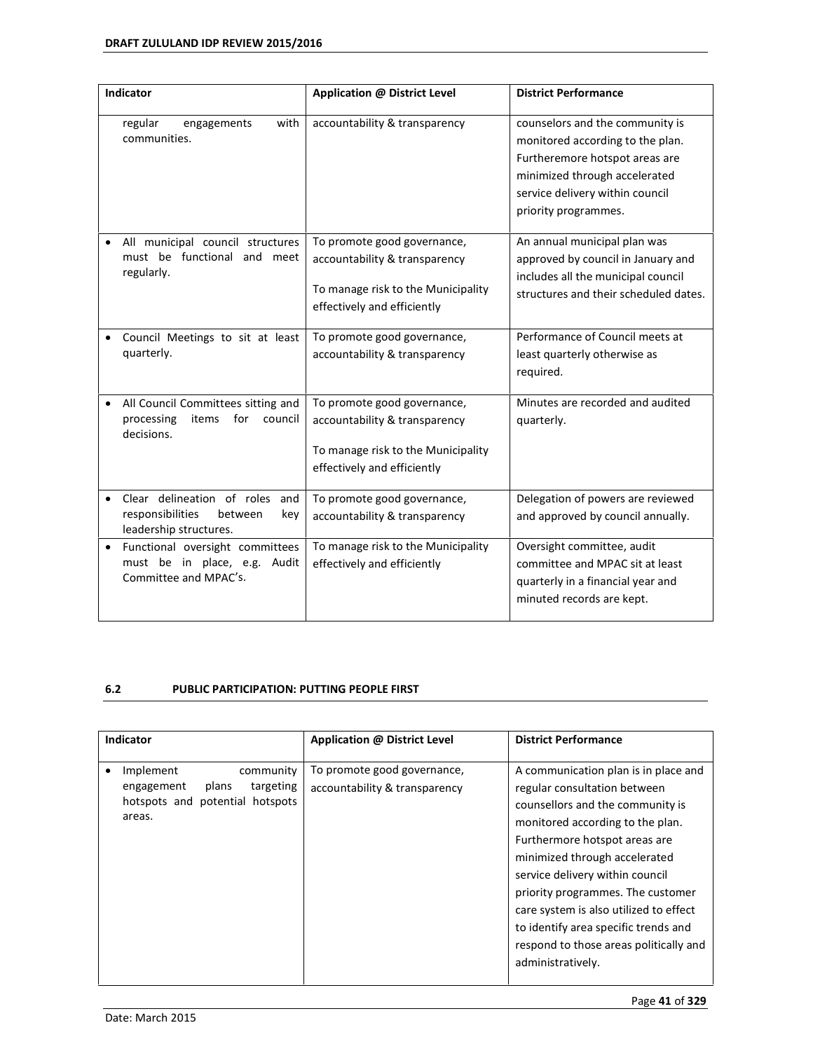| Indicator | Application @ District Level | District Performance |
|---|---|---|
| regular engagements with communities. | accountability & transparency | counselors and the community is monitored according to the plan. Furtheremore hotspot areas are minimized through accelerated service delivery within council priority programmes. |
| • All municipal council structures must be functional and meet regularly. | To promote good governance, accountability & transparency<br><br>To manage risk to the Municipality effectively and efficiently | An annual municipal plan was approved by council in January and includes all the municipal council structures and their scheduled dates. |
| • Council Meetings to sit at least quarterly. | To promote good governance, accountability & transparency | Performance of Council meets at least quarterly otherwise as required. |
| • All Council Committees sitting and processing items for council decisions. | To promote good governance, accountability & transparency<br><br>To manage risk to the Municipality effectively and efficiently | Minutes are recorded and audited quarterly. |
| • Clear delineation of roles and responsibilities between key leadership structures. | To promote good governance, accountability & transparency | Delegation of powers are reviewed and approved by council annually. |
| • Functional oversight committees must be in place, e.g. Audit Committee and MPAC's. | To manage risk to the Municipality effectively and efficiently | Oversight committee, audit committee and MPAC sit at least quarterly in a financial year and minuted records are kept. |

### 6.2 PUBLIC PARTICIPATION: PUTTING PEOPLE FIRST

| Indicator | Application @ District Level | District Performance |
|---|---|---|
| • Implement community engagement plans targeting hotspots and potential hotspots areas. | To promote good governance, accountability & transparency | A communication plan is in place and regular consultation between counsellors and the community is monitored according to the plan. Furthermore hotspot areas are minimized through accelerated service delivery within council priority programmes. The customer care system is also utilized to effect to identify area specific trends and respond to those areas politically and administratively. |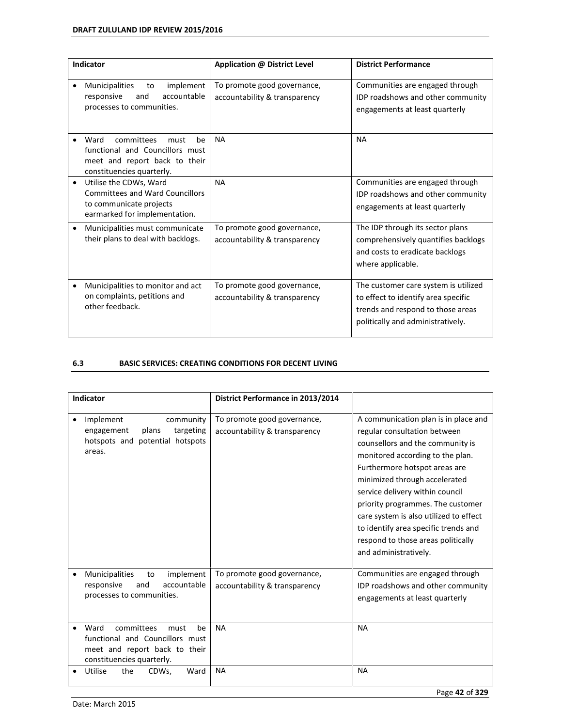| Indicator | Application @ District Level | District Performance |
|---|---|---|
| • Municipalities to implement responsive and accountable processes to communities. | To promote good governance, accountability & transparency | Communities are engaged through IDP roadshows and other community engagements at least quarterly |
| • Ward committees must be functional and Councillors must meet and report back to their constituencies quarterly. | NA | NA |
| • Utilise the CDWs, Ward Committees and Ward Councillors to communicate projects earmarked for implementation. | NA | Communities are engaged through IDP roadshows and other community engagements at least quarterly |
| • Municipalities must communicate their plans to deal with backlogs. | To promote good governance, accountability & transparency | The IDP through its sector plans comprehensively quantifies backlogs and costs to eradicate backlogs where applicable. |
| • Municipalities to monitor and act on complaints, petitions and other feedback. | To promote good governance, accountability & transparency | The customer care system is utilized to effect to identify area specific trends and respond to those areas politically and administratively. |

### 6.3 BASIC SERVICES: CREATING CONDITIONS FOR DECENT LIVING

| Indicator | District Performance in 2013/2014 | |
|---|---|---|
| • Implement community engagement plans targeting hotspots and potential hotspots areas. | To promote good governance, accountability & transparency | A communication plan is in place and regular consultation between counsellors and the community is monitored according to the plan. Furthermore hotspot areas are minimized through accelerated service delivery within council priority programmes. The customer care system is also utilized to effect to identify area specific trends and respond to those areas politically and administratively. |
| • Municipalities to implement responsive and accountable processes to communities. | To promote good governance, accountability & transparency | Communities are engaged through IDP roadshows and other community engagements at least quarterly |
| • Ward committees must be functional and Councillors must meet and report back to their constituencies quarterly. | NA | NA |
| • Utilise the CDWs, Ward | NA | NA |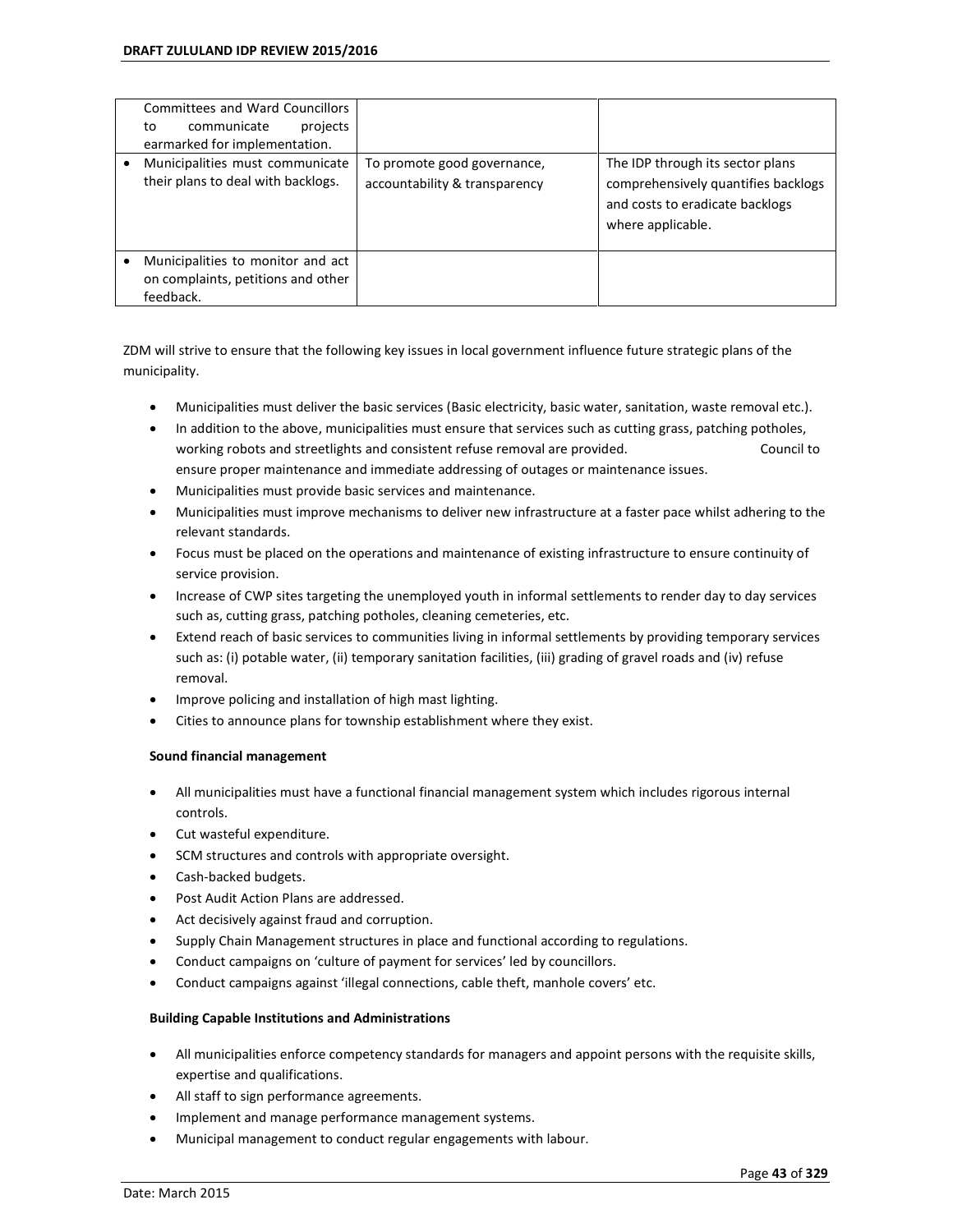| | | |
|---|---|---|
| Committees and Ward Councillors to communicate projects earmarked for implementation. | | |
| • Municipalities must communicate their plans to deal with backlogs. | To promote good governance, accountability & transparency | The IDP through its sector plans comprehensively quantifies backlogs and costs to eradicate backlogs where applicable. |
| • Municipalities to monitor and act on complaints, petitions and other feedback. | | |

ZDM will strive to ensure that the following key issues in local government influence future strategic plans of the municipality.

- Municipalities must deliver the basic services (Basic electricity, basic water, sanitation, waste removal etc.).
- In addition to the above, municipalities must ensure that services such as cutting grass, patching potholes, working robots and streetlights and consistent refuse removal are provided. Council to ensure proper maintenance and immediate addressing of outages or maintenance issues.
- Municipalities must provide basic services and maintenance.
- Municipalities must improve mechanisms to deliver new infrastructure at a faster pace whilst adhering to the relevant standards.
- Focus must be placed on the operations and maintenance of existing infrastructure to ensure continuity of service provision.
- Increase of CWP sites targeting the unemployed youth in informal settlements to render day to day services such as, cutting grass, patching potholes, cleaning cemeteries, etc.
- Extend reach of basic services to communities living in informal settlements by providing temporary services such as: (i) potable water, (ii) temporary sanitation facilities, (iii) grading of gravel roads and (iv) refuse removal.
- Improve policing and installation of high mast lighting.
- Cities to announce plans for township establishment where they exist.

**Sound financial management**

- All municipalities must have a functional financial management system which includes rigorous internal controls.
- Cut wasteful expenditure.
- SCM structures and controls with appropriate oversight.
- Cash-backed budgets.
- Post Audit Action Plans are addressed.
- Act decisively against fraud and corruption.
- Supply Chain Management structures in place and functional according to regulations.
- Conduct campaigns on 'culture of payment for services' led by councillors.
- Conduct campaigns against 'illegal connections, cable theft, manhole covers' etc.

**Building Capable Institutions and Administrations**

- All municipalities enforce competency standards for managers and appoint persons with the requisite skills, expertise and qualifications.
- All staff to sign performance agreements.
- Implement and manage performance management systems.
- Municipal management to conduct regular engagements with labour.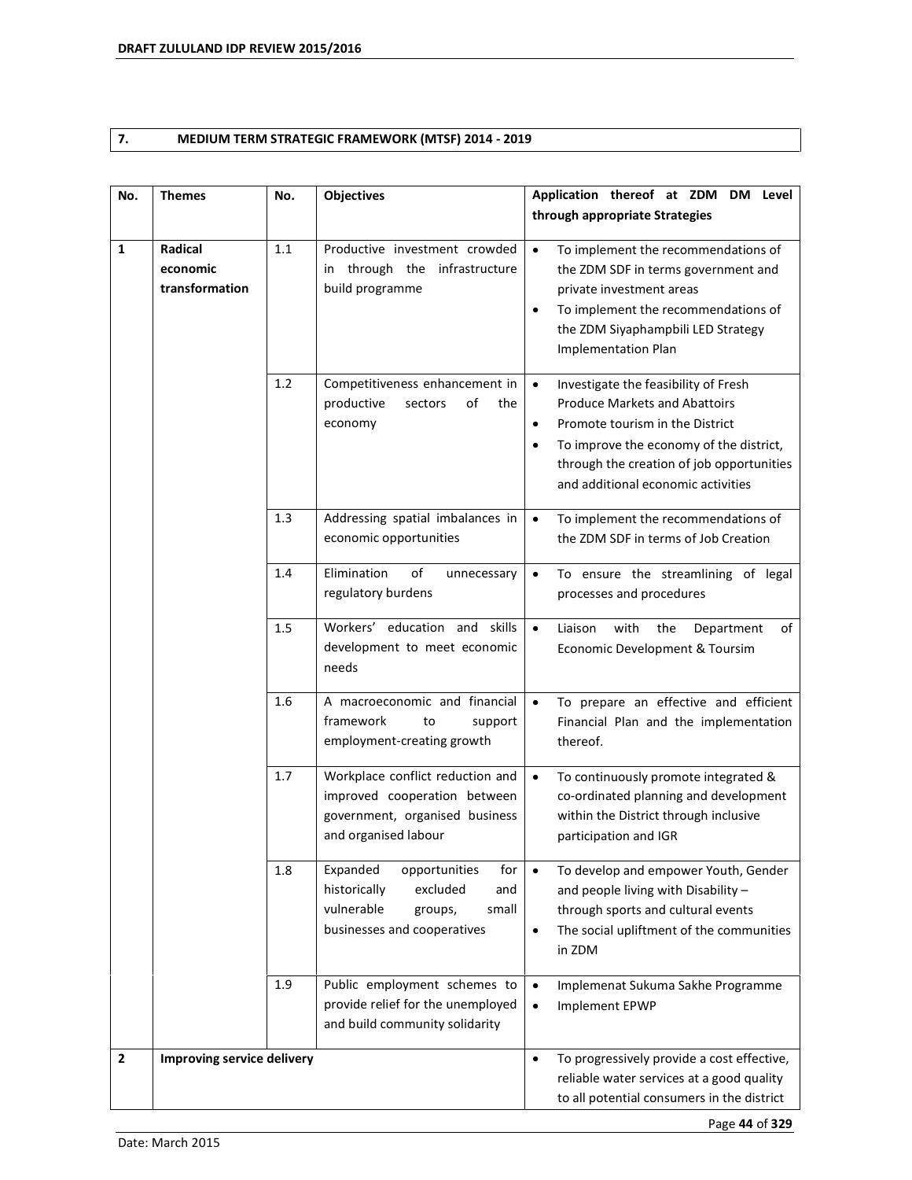## 7. MEDIUM TERM STRATEGIC FRAMEWORK (MTSF) 2014 - 2019

| No. | Themes | No. | Objectives | Application thereof at ZDM DM Level through appropriate Strategies |
|---|---|---|---|---|
| 1 | **Radical economic transformation** | 1.1 | Productive investment crowded in through the infrastructure build programme | • To implement the recommendations of the ZDM SDF in terms government and private investment areas<br>• To implement the recommendations of the ZDM Siyaphampbili LED Strategy Implementation Plan |
| | | 1.2 | Competitiveness enhancement in productive sectors of the economy | • Investigate the feasibility of Fresh Produce Markets and Abattoirs<br>• Promote tourism in the District<br>• To improve the economy of the district, through the creation of job opportunities and additional economic activities |
| | | 1.3 | Addressing spatial imbalances in economic opportunities | • To implement the recommendations of the ZDM SDF in terms of Job Creation |
| | | 1.4 | Elimination of unnecessary regulatory burdens | • To ensure the streamlining of legal processes and procedures |
| | | 1.5 | Workers' education and skills development to meet economic needs | • Liaison with the Department of Economic Development & Toursim |
| | | 1.6 | A macroeconomic and financial framework to support employment-creating growth | • To prepare an effective and efficient Financial Plan and the implementation thereof. |
| | | 1.7 | Workplace conflict reduction and improved cooperation between government, organised business and organised labour | • To continuously promote integrated & co-ordinated planning and development within the District through inclusive participation and IGR |
| | | 1.8 | Expanded opportunities for historically excluded and vulnerable groups, small businesses and cooperatives | • To develop and empower Youth, Gender and people living with Disability – through sports and cultural events<br>• The social upliftment of the communities in ZDM |
| | | 1.9 | Public employment schemes to provide relief for the unemployed and build community solidarity | • Implemenat Sukuma Sakhe Programme<br>• Implement EPWP |
| 2 | **Improving service delivery** | | | • To progressively provide a cost effective, reliable water services at a good quality to all potential consumers in the district |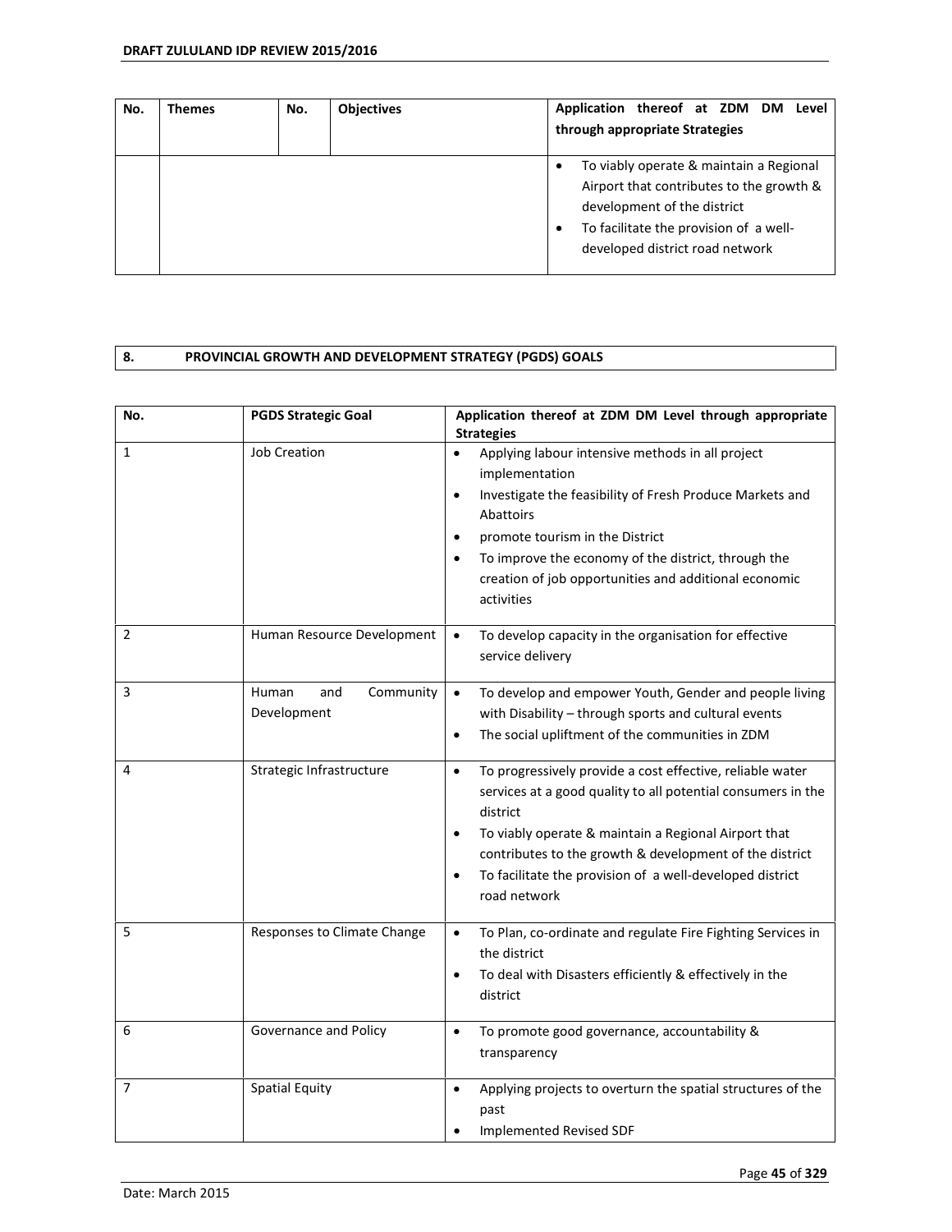| No. | Themes | No. | Objectives | Application thereof at ZDM DM Level through appropriate Strategies |
|---|---|---|---|---|
| | | | | • To viably operate & maintain a Regional Airport that contributes to the growth & development of the district<br>• To facilitate the provision of a well-developed district road network |

## 8. PROVINCIAL GROWTH AND DEVELOPMENT STRATEGY (PGDS) GOALS

| No. | PGDS Strategic Goal | Application thereof at ZDM DM Level through appropriate Strategies |
|---|---|---|
| 1 | Job Creation | • Applying labour intensive methods in all project implementation<br>• Investigate the feasibility of Fresh Produce Markets and Abattoirs<br>• promote tourism in the District<br>• To improve the economy of the district, through the creation of job opportunities and additional economic activities |
| 2 | Human Resource Development | • To develop capacity in the organisation for effective service delivery |
| 3 | Human and Community Development | • To develop and empower Youth, Gender and people living with Disability – through sports and cultural events<br>• The social upliftment of the communities in ZDM |
| 4 | Strategic Infrastructure | • To progressively provide a cost effective, reliable water services at a good quality to all potential consumers in the district<br>• To viably operate & maintain a Regional Airport that contributes to the growth & development of the district<br>• To facilitate the provision of a well-developed district road network |
| 5 | Responses to Climate Change | • To Plan, co-ordinate and regulate Fire Fighting Services in the district<br>• To deal with Disasters efficiently & effectively in the district |
| 6 | Governance and Policy | • To promote good governance, accountability & transparency |
| 7 | Spatial Equity | • Applying projects to overturn the spatial structures of the past<br>• Implemented Revised SDF |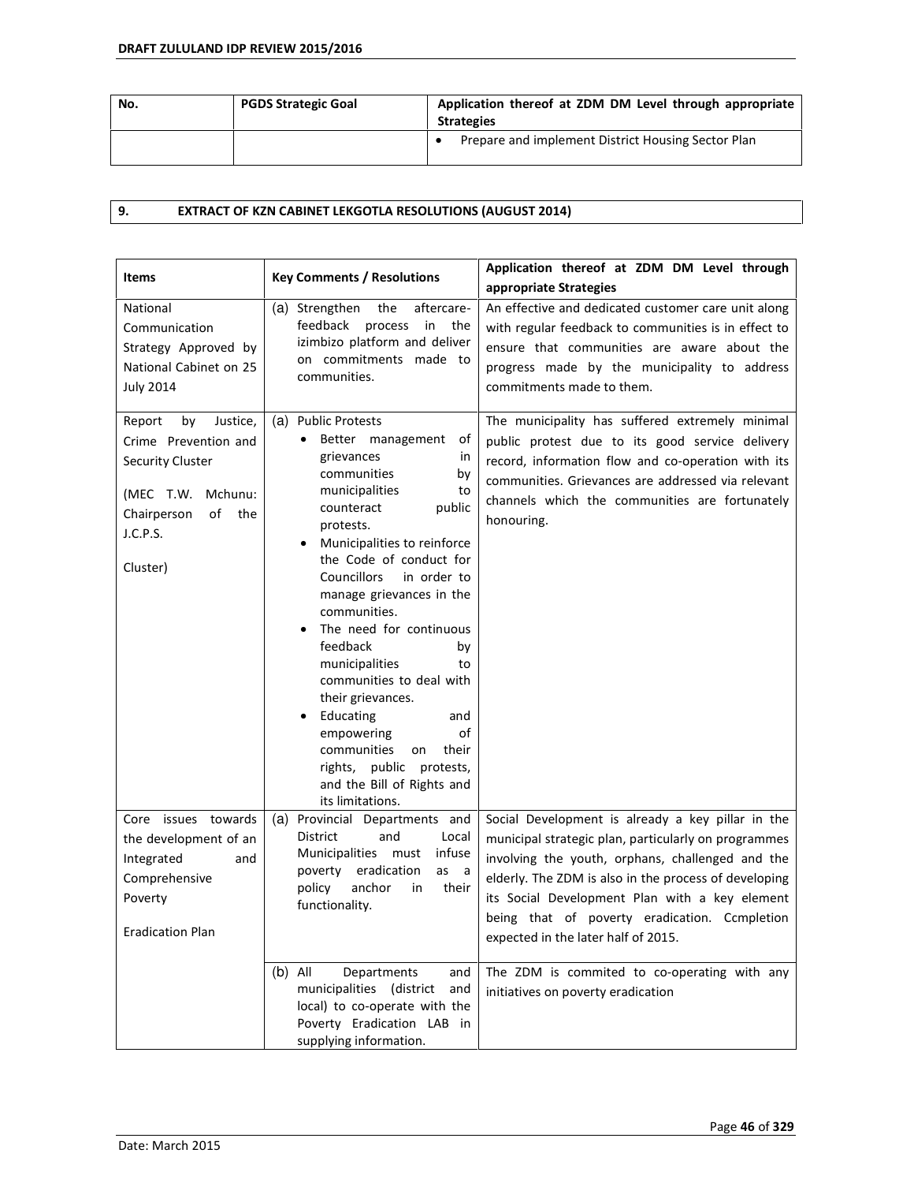| No. | PGDS Strategic Goal | Application thereof at ZDM DM Level through appropriate Strategies |
|---|---|---|
| | | • Prepare and implement District Housing Sector Plan |

## 9. EXTRACT OF KZN CABINET LEKGOTLA RESOLUTIONS (AUGUST 2014)

| Items | Key Comments / Resolutions | Application thereof at ZDM DM Level through appropriate Strategies |
|---|---|---|
| National Communication Strategy Approved by National Cabinet on 25 July 2014 | (a) Strengthen the aftercare-feedback process in the izimbizo platform and deliver on commitments made to communities. | An effective and dedicated customer care unit along with regular feedback to communities is in effect to ensure that communities are aware about the progress made by the municipality to address commitments made to them. |
| Report by Justice, Crime Prevention and Security Cluster<br><br>(MEC T.W. Mchunu: Chairperson of the J.C.P.S.<br><br>Cluster) | (a) Public Protests<br>• Better management of grievances in communities by municipalities to counteract public protests.<br>• Municipalities to reinforce the Code of conduct for Councillors in order to manage grievances in the communities.<br>• The need for continuous feedback by municipalities to communities to deal with their grievances.<br>• Educating and empowering of communities on their rights, public protests, and the Bill of Rights and its limitations. | The municipality has suffered extremely minimal public protest due to its good service delivery record, information flow and co-operation with its communities. Grievances are addressed via relevant channels which the communities are fortunately honouring. |
| Core issues towards the development of an Integrated and Comprehensive Poverty<br><br>Eradication Plan | (a) Provincial Departments and District and Local Municipalities must infuse poverty eradication as a policy anchor in their functionality. | Social Development is already a key pillar in the municipal strategic plan, particularly on programmes involving the youth, orphans, challenged and the elderly. The ZDM is also in the process of developing its Social Development Plan with a key element being that of poverty eradication. Ccmpletion expected in the later half of 2015. |
| | (b) All Departments and municipalities (district and local) to co-operate with the Poverty Eradication LAB in supplying information. | The ZDM is commited to co-operating with any initiatives on poverty eradication |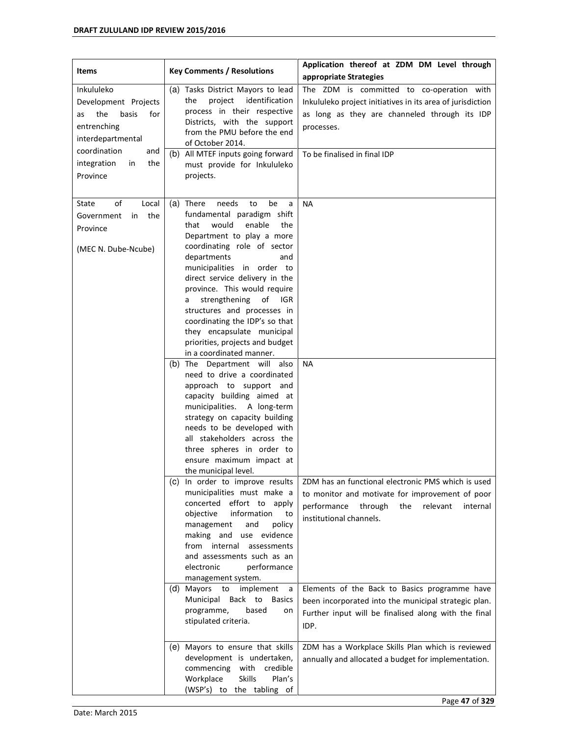| Items | Key Comments / Resolutions | Application thereof at ZDM DM Level through appropriate Strategies |
|---|---|---|
| Inkululeko Development Projects as the basis for entrenching interdepartmental coordination and integration in the Province | (a) Tasks District Mayors to lead the project identification process in their respective Districts, with the support from the PMU before the end of October 2014. | The ZDM is committed to co-operation with Inkululeko project initiatives in its area of jurisdiction as long as they are channeled through its IDP processes. |
| | (b) All MTEF inputs going forward must provide for Inkululeko projects. | To be finalised in final IDP |
| State of Local Government in the Province<br><br>(MEC N. Dube-Ncube) | (a) There needs to be a fundamental paradigm shift that would enable the Department to play a more coordinating role of sector departments and municipalities in order to direct service delivery in the province. This would require a strengthening of IGR structures and processes in coordinating the IDP's so that they encapsulate municipal priorities, projects and budget in a coordinated manner. | NA |
| | (b) The Department will also need to drive a coordinated approach to support and capacity building aimed at municipalities. A long-term strategy on capacity building needs to be developed with all stakeholders across the three spheres in order to ensure maximum impact at the municipal level. | NA |
| | (c) In order to improve results municipalities must make a concerted effort to apply objective information to management and policy making and use evidence from internal assessments and assessments such as an electronic performance management system. | ZDM has an functional electronic PMS which is used to monitor and motivate for improvement of poor performance through the relevant internal institutional channels. |
| | (d) Mayors to implement a Municipal Back to Basics programme, based on stipulated criteria. | Elements of the Back to Basics programme have been incorporated into the municipal strategic plan. Further input will be finalised along with the final IDP. |
| | (e) Mayors to ensure that skills development is undertaken, commencing with credible Workplace Skills Plan's (WSP's) to the tabling of | ZDM has a Workplace Skills Plan which is reviewed annually and allocated a budget for implementation. |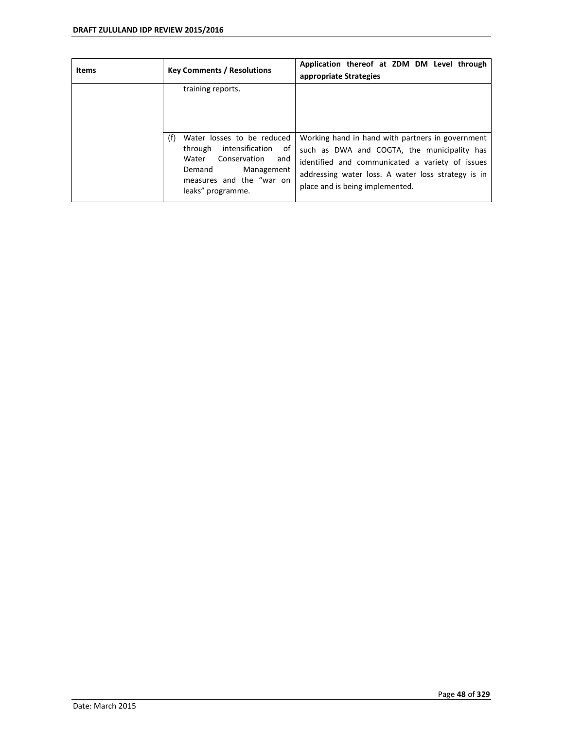| Items | Key Comments / Resolutions | Application thereof at ZDM DM Level through appropriate Strategies |
|---|---|---|
| | training reports. | |
| | (f) Water losses to be reduced through intensification of Water Conservation and Demand Management measures and the "war on leaks" programme. | Working hand in hand with partners in government such as DWA and COGTA, the municipality has identified and communicated a variety of issues addressing water loss. A water loss strategy is in place and is being implemented. |